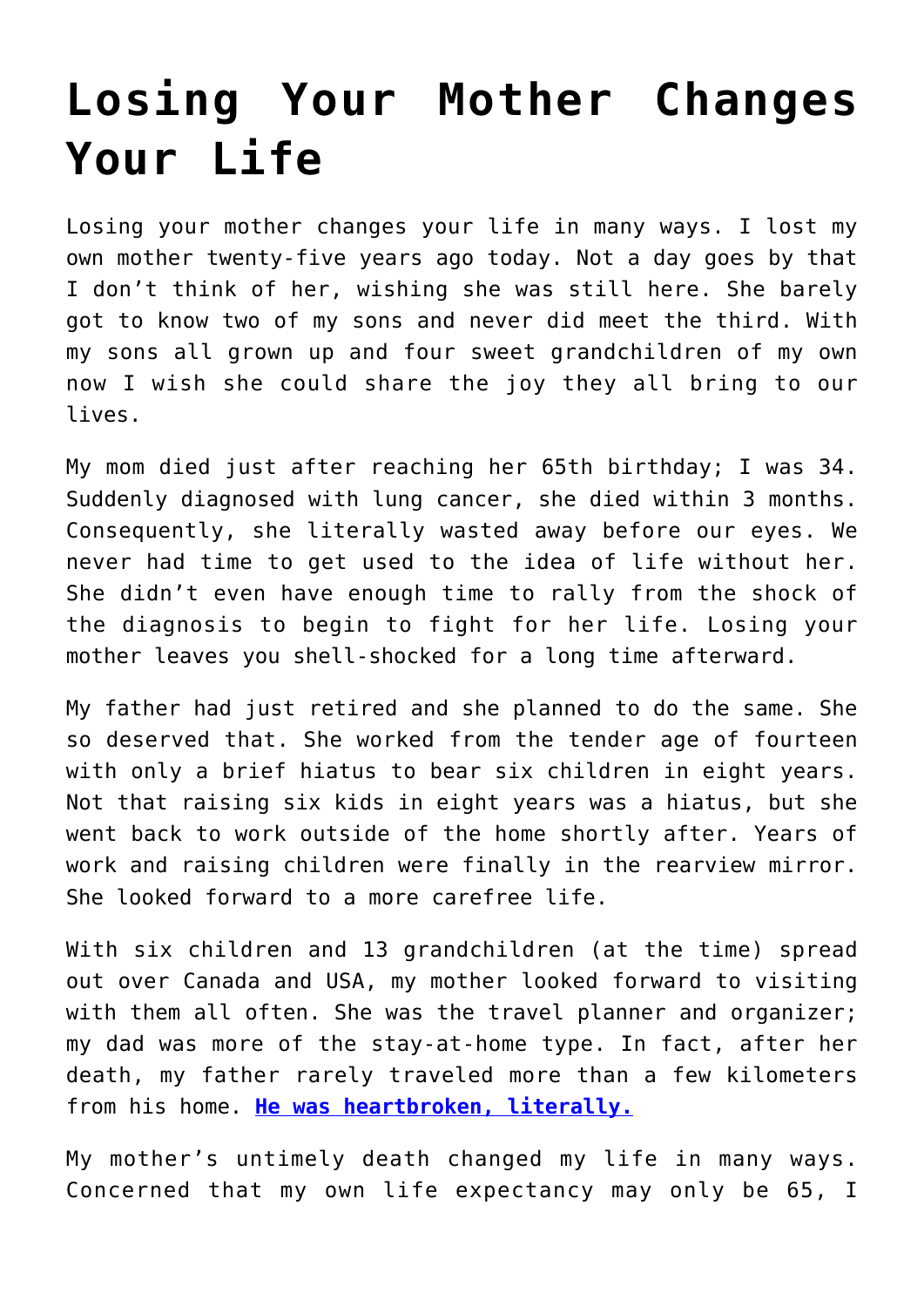# Losing Your Mother Changes Your Life

Losing your mother changes your life in many ways. I lost my own mother twenty-five years ago today. Not a day goes by that I don't think of her, wishing she was still here. She barely got to know two of my sons and never did meet the third. With my sons all grown up and four sweet grandchildren of my own now I wish she could share the joy they all bring to our lives.

My mom died just after reaching her 65th birthday; I was 34. Suddenly diagnosed with lung cancer, she died within 3 months. Consequently, she literally wasted away before our eyes. We never had time to get used to the idea of life without her. She didn't even have enough time to rally from the shock of the diagnosis to begin to fight for her life. Losing your mother leaves you shell-shocked for a long time afterward.

My father had just retired and she planned to do the same. She so deserved that. She worked from the tender age of fourteen with only a brief hiatus to bear six children in eight years. Not that raising six kids in eight years was a hiatus, but she went back to work outside of the home shortly after. Years of work and raising children were finally in the rearview mirror. She looked forward to a more carefree life.

With six children and 13 grandchildren (at the time) spread out over Canada and USA, my mother looked forward to visiting with them all often. She was the travel planner and organizer; my dad was more of the stay-at-home type. In fact, after her death, my father rarely traveled more than a few kilometers from his home. **He was heartbroken, literally.**

My mother's untimely death changed my life in many ways. Concerned that my own life expectancy may only be 65, I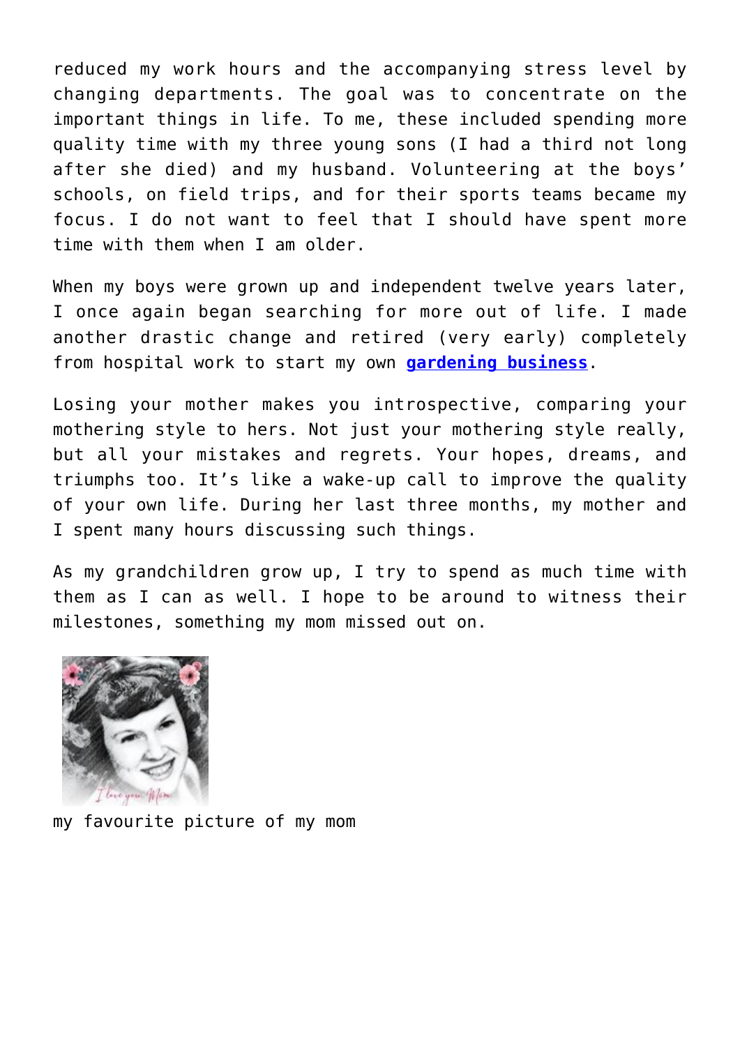reduced my work hours and the accompanying stress level by changing departments. The goal was to concentrate on the important things in life. To me, these included spending more quality time with my three young sons (I had a third not long after she died) and my husband. Volunteering at the boys' schools, on field trips, and for their sports teams became my focus. I do not want to feel that I should have spent more time with them when I am older.

When my boys were grown up and independent twelve years later, I once again began searching for more out of life. I made another drastic change and retired (very early) completely from hospital work to start my own **gardening business**.

Losing your mother makes you introspective, comparing your mothering style to hers. Not just your mothering style really, but all your mistakes and regrets. Your hopes, dreams, and triumphs too. It's like a wake-up call to improve the quality of your own life. During her last three months, my mother and I spent many hours discussing such things.

As my grandchildren grow up, I try to spend as much time with them as I can as well. I hope to be around to witness their milestones, something my mom missed out on.

my favourite picture of my mom